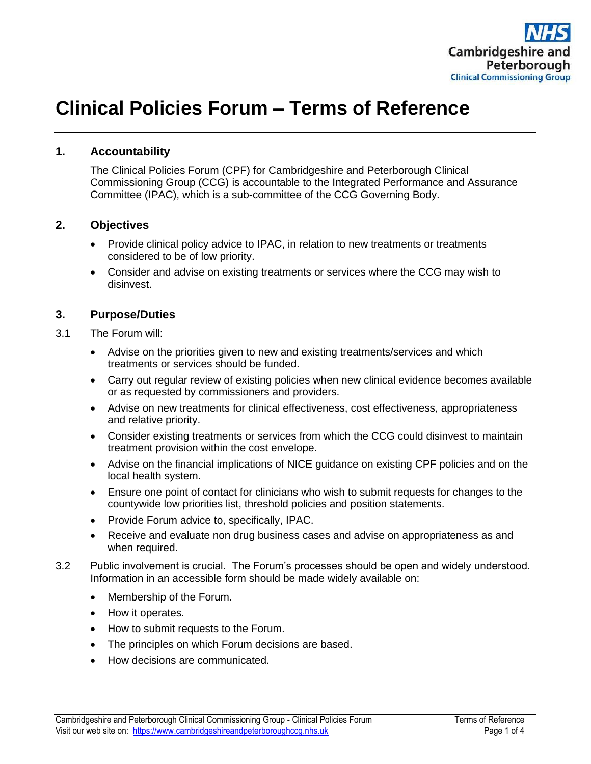NHS
Cambridgeshire and Peterborough
Clinical Commissioning Group

# Clinical Policies Forum – Terms of Reference

## 1. Accountability

The Clinical Policies Forum (CPF) for Cambridgeshire and Peterborough Clinical Commissioning Group (CCG) is accountable to the Integrated Performance and Assurance Committee (IPAC), which is a sub-committee of the CCG Governing Body.

## 2. Objectives

- Provide clinical policy advice to IPAC, in relation to new treatments or treatments considered to be of low priority.
- Consider and advise on existing treatments or services where the CCG may wish to disinvest.

## 3. Purpose/Duties

3.1 The Forum will:

- Advise on the priorities given to new and existing treatments/services and which treatments or services should be funded.
- Carry out regular review of existing policies when new clinical evidence becomes available or as requested by commissioners and providers.
- Advise on new treatments for clinical effectiveness, cost effectiveness, appropriateness and relative priority.
- Consider existing treatments or services from which the CCG could disinvest to maintain treatment provision within the cost envelope.
- Advise on the financial implications of NICE guidance on existing CPF policies and on the local health system.
- Ensure one point of contact for clinicians who wish to submit requests for changes to the countywide low priorities list, threshold policies and position statements.
- Provide Forum advice to, specifically, IPAC.
- Receive and evaluate non drug business cases and advise on appropriateness as and when required.

3.2 Public involvement is crucial. The Forum's processes should be open and widely understood. Information in an accessible form should be made widely available on:

- Membership of the Forum.
- How it operates.
- How to submit requests to the Forum.
- The principles on which Forum decisions are based.
- How decisions are communicated.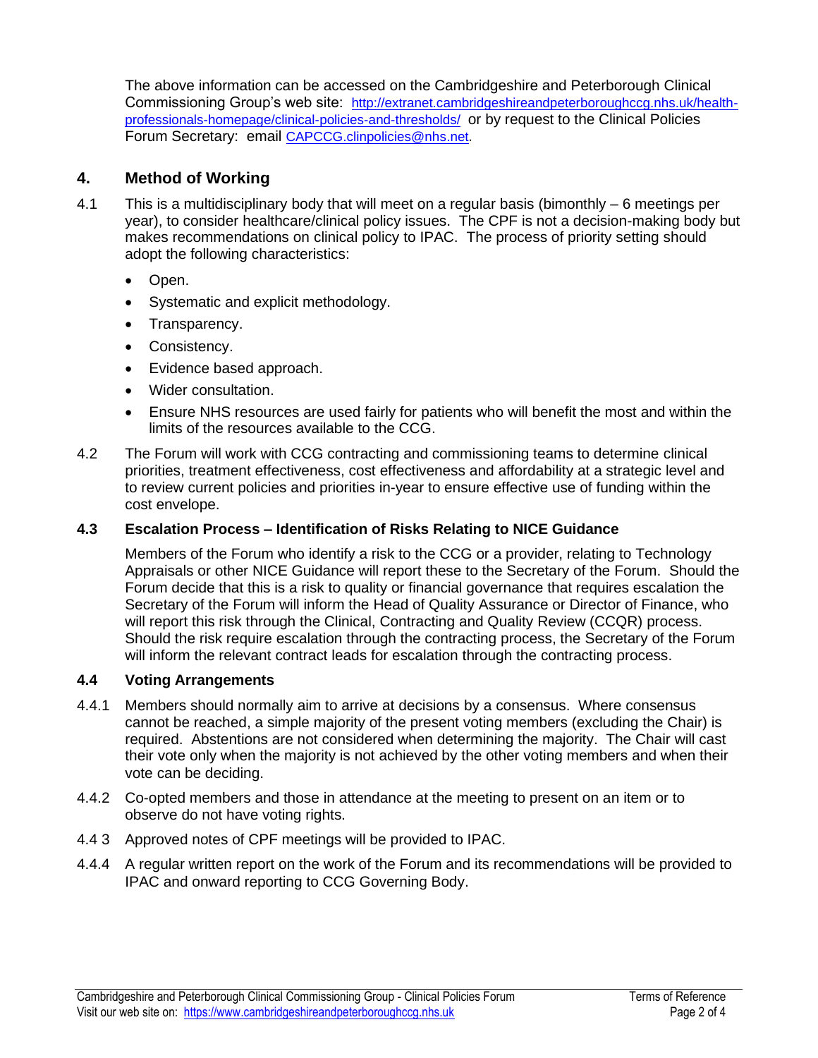The above information can be accessed on the Cambridgeshire and Peterborough Clinical Commissioning Group's web site: http://extranet.cambridgeshireandpeterboroughccg.nhs.uk/health-professionals-homepage/clinical-policies-and-thresholds/ or by request to the Clinical Policies Forum Secretary: email CAPCCG.clinpolicies@nhs.net.

## 4. Method of Working

4.1 This is a multidisciplinary body that will meet on a regular basis (bimonthly – 6 meetings per year), to consider healthcare/clinical policy issues. The CPF is not a decision-making body but makes recommendations on clinical policy to IPAC. The process of priority setting should adopt the following characteristics:

- Open.
- Systematic and explicit methodology.
- Transparency.
- Consistency.
- Evidence based approach.
- Wider consultation.
- Ensure NHS resources are used fairly for patients who will benefit the most and within the limits of the resources available to the CCG.

4.2 The Forum will work with CCG contracting and commissioning teams to determine clinical priorities, treatment effectiveness, cost effectiveness and affordability at a strategic level and to review current policies and priorities in-year to ensure effective use of funding within the cost envelope.

### 4.3 Escalation Process – Identification of Risks Relating to NICE Guidance

Members of the Forum who identify a risk to the CCG or a provider, relating to Technology Appraisals or other NICE Guidance will report these to the Secretary of the Forum. Should the Forum decide that this is a risk to quality or financial governance that requires escalation the Secretary of the Forum will inform the Head of Quality Assurance or Director of Finance, who will report this risk through the Clinical, Contracting and Quality Review (CCQR) process. Should the risk require escalation through the contracting process, the Secretary of the Forum will inform the relevant contract leads for escalation through the contracting process.

### 4.4 Voting Arrangements

4.4.1 Members should normally aim to arrive at decisions by a consensus. Where consensus cannot be reached, a simple majority of the present voting members (excluding the Chair) is required. Abstentions are not considered when determining the majority. The Chair will cast their vote only when the majority is not achieved by the other voting members and when their vote can be deciding.

4.4.2 Co-opted members and those in attendance at the meeting to present on an item or to observe do not have voting rights.

4.4 3 Approved notes of CPF meetings will be provided to IPAC.

4.4.4 A regular written report on the work of the Forum and its recommendations will be provided to IPAC and onward reporting to CCG Governing Body.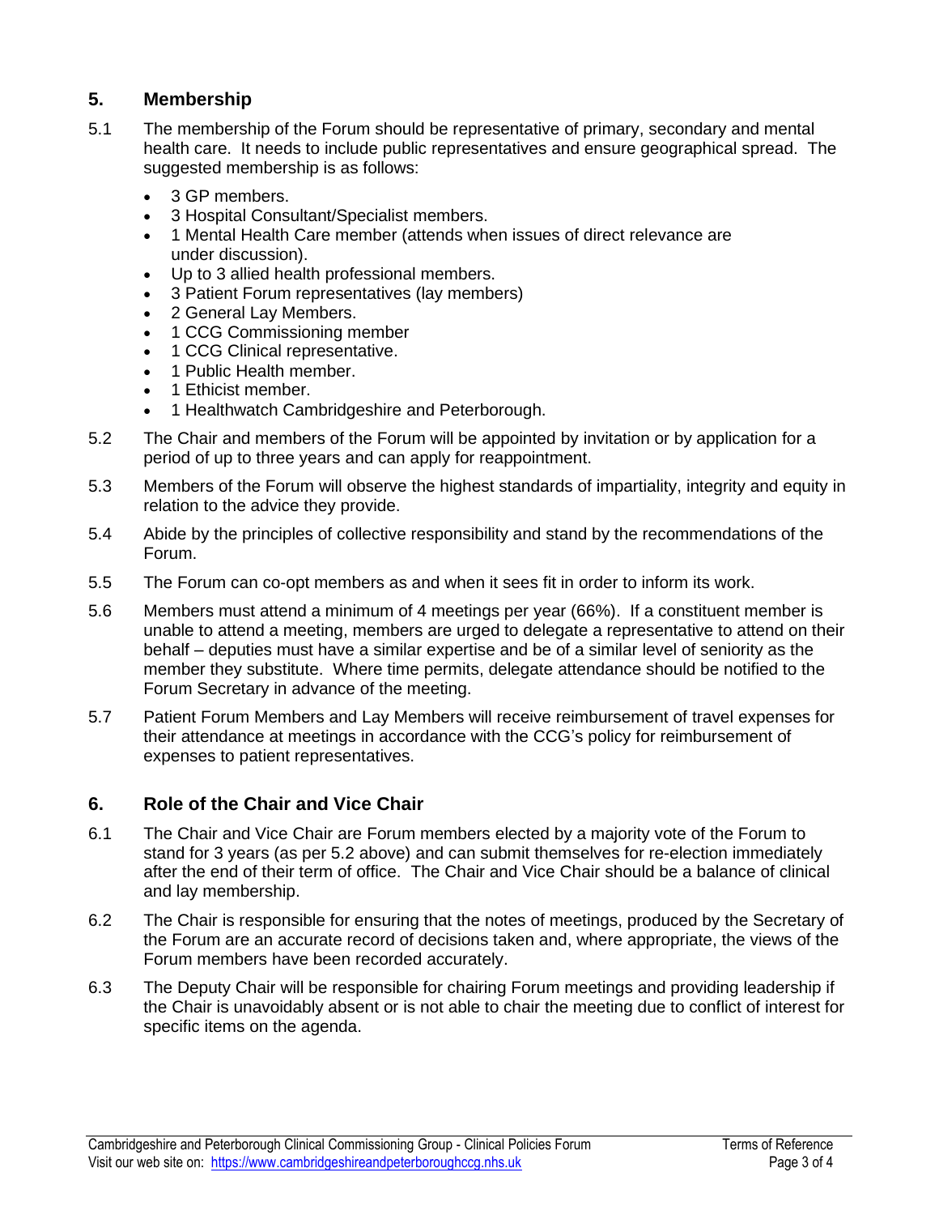## 5. Membership

5.1 The membership of the Forum should be representative of primary, secondary and mental health care. It needs to include public representatives and ensure geographical spread. The suggested membership is as follows:

- 3 GP members.
- 3 Hospital Consultant/Specialist members.
- 1 Mental Health Care member (attends when issues of direct relevance are under discussion).
- Up to 3 allied health professional members.
- 3 Patient Forum representatives (lay members)
- 2 General Lay Members.
- 1 CCG Commissioning member
- 1 CCG Clinical representative.
- 1 Public Health member.
- 1 Ethicist member.
- 1 Healthwatch Cambridgeshire and Peterborough.

5.2 The Chair and members of the Forum will be appointed by invitation or by application for a period of up to three years and can apply for reappointment.

5.3 Members of the Forum will observe the highest standards of impartiality, integrity and equity in relation to the advice they provide.

5.4 Abide by the principles of collective responsibility and stand by the recommendations of the Forum.

5.5 The Forum can co-opt members as and when it sees fit in order to inform its work.

5.6 Members must attend a minimum of 4 meetings per year (66%). If a constituent member is unable to attend a meeting, members are urged to delegate a representative to attend on their behalf – deputies must have a similar expertise and be of a similar level of seniority as the member they substitute. Where time permits, delegate attendance should be notified to the Forum Secretary in advance of the meeting.

5.7 Patient Forum Members and Lay Members will receive reimbursement of travel expenses for their attendance at meetings in accordance with the CCG's policy for reimbursement of expenses to patient representatives.

## 6. Role of the Chair and Vice Chair

6.1 The Chair and Vice Chair are Forum members elected by a majority vote of the Forum to stand for 3 years (as per 5.2 above) and can submit themselves for re-election immediately after the end of their term of office. The Chair and Vice Chair should be a balance of clinical and lay membership.

6.2 The Chair is responsible for ensuring that the notes of meetings, produced by the Secretary of the Forum are an accurate record of decisions taken and, where appropriate, the views of the Forum members have been recorded accurately.

6.3 The Deputy Chair will be responsible for chairing Forum meetings and providing leadership if the Chair is unavoidably absent or is not able to chair the meeting due to conflict of interest for specific items on the agenda.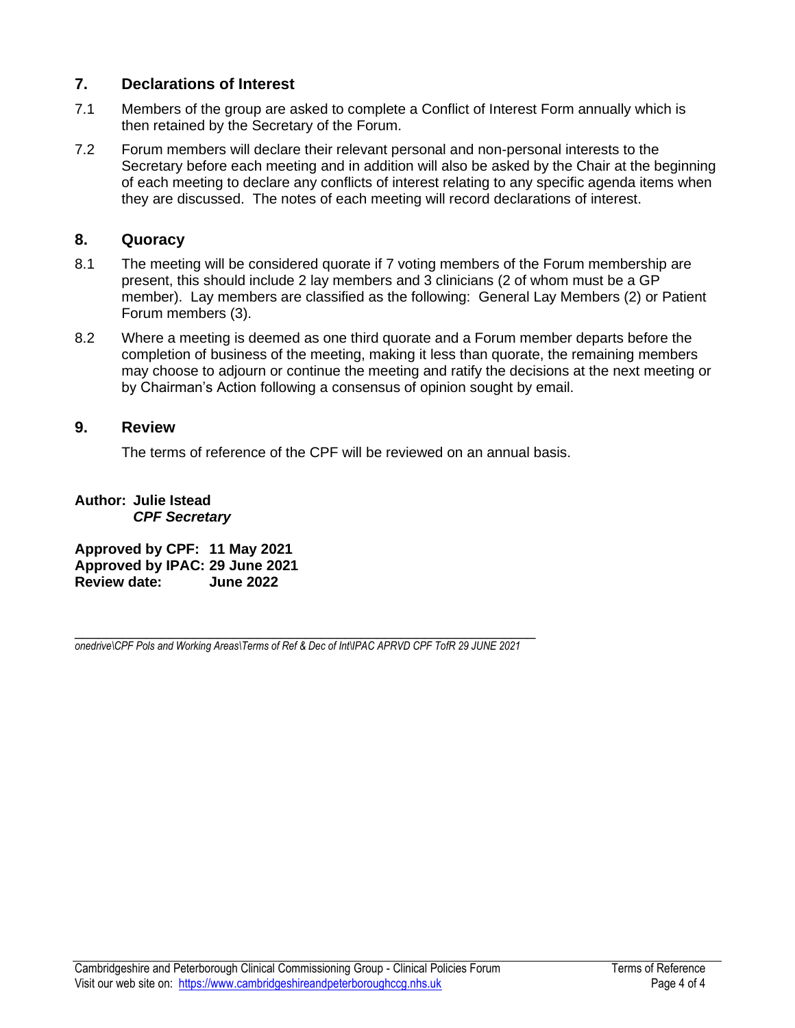## 7. Declarations of Interest

7.1 Members of the group are asked to complete a Conflict of Interest Form annually which is then retained by the Secretary of the Forum.

7.2 Forum members will declare their relevant personal and non-personal interests to the Secretary before each meeting and in addition will also be asked by the Chair at the beginning of each meeting to declare any conflicts of interest relating to any specific agenda items when they are discussed. The notes of each meeting will record declarations of interest.

## 8. Quoracy

8.1 The meeting will be considered quorate if 7 voting members of the Forum membership are present, this should include 2 lay members and 3 clinicians (2 of whom must be a GP member). Lay members are classified as the following: General Lay Members (2) or Patient Forum members (3).

8.2 Where a meeting is deemed as one third quorate and a Forum member departs before the completion of business of the meeting, making it less than quorate, the remaining members may choose to adjourn or continue the meeting and ratify the decisions at the next meeting or by Chairman's Action following a consensus of opinion sought by email.

## 9. Review

The terms of reference of the CPF will be reviewed on an annual basis.

**Author: Julie Istead**
***CPF Secretary***

**Approved by CPF: 11 May 2021**
**Approved by IPAC: 29 June 2021**
**Review date: June 2022**

*onedrive\CPF Pols and Working Areas\Terms of Ref & Dec of Int\IPAC APRVD CPF TofR 29 JUNE 2021*